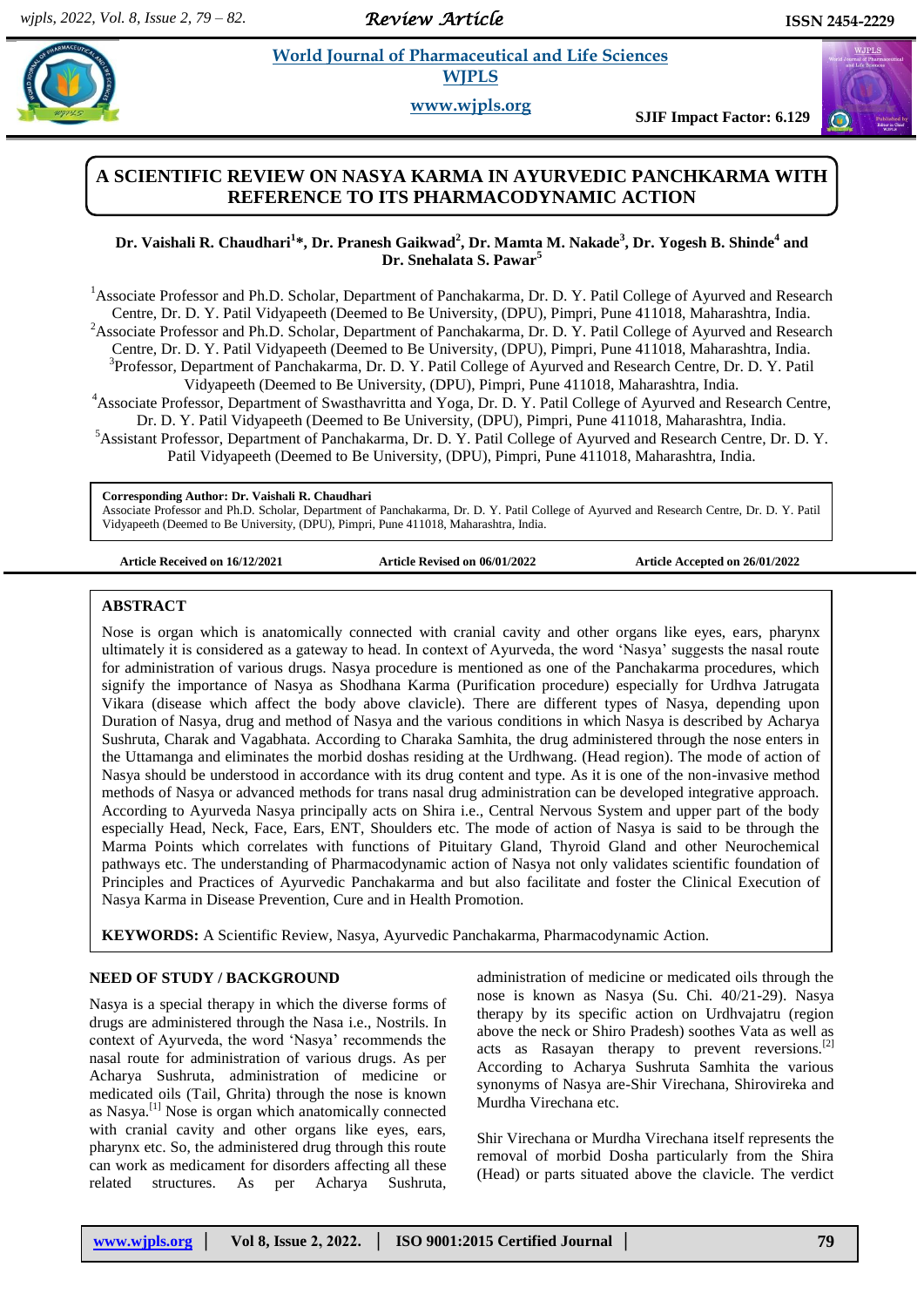# A SCIENTIFIC REVIEW ON NASYA KARMA IN AYURVEDIC PANCHKARMA WITH REFERENCE TO ITS PHARMACODYNAMIC ACTION

**Dr. Vaishali R. Chaudhari[1]\*, Dr. Pranesh Gaikwad[2], Dr. Mamta M. Nakade[3], Dr. Yogesh B. Shinde[4] and Dr. Snehalata S. Pawar[5]**

[1]Associate Professor and Ph.D. Scholar, Department of Panchakarma, Dr. D. Y. Patil College of Ayurved and Research Centre, Dr. D. Y. Patil Vidyapeeth (Deemed to Be University, (DPU), Pimpri, Pune 411018, Maharashtra, India.
[2]Associate Professor and Ph.D. Scholar, Department of Panchakarma, Dr. D. Y. Patil College of Ayurved and Research Centre, Dr. D. Y. Patil Vidyapeeth (Deemed to Be University, (DPU), Pimpri, Pune 411018, Maharashtra, India.
[3]Professor, Department of Panchakarma, Dr. D. Y. Patil College of Ayurved and Research Centre, Dr. D. Y. Patil Vidyapeeth (Deemed to Be University, (DPU), Pimpri, Pune 411018, Maharashtra, India.
[4]Associate Professor, Department of Swasthavritta and Yoga, Dr. D. Y. Patil College of Ayurved and Research Centre, Dr. D. Y. Patil Vidyapeeth (Deemed to Be University, (DPU), Pimpri, Pune 411018, Maharashtra, India.
[5]Assistant Professor, Department of Panchakarma, Dr. D. Y. Patil College of Ayurved and Research Centre, Dr. D. Y. Patil Vidyapeeth (Deemed to Be University, (DPU), Pimpri, Pune 411018, Maharashtra, India.

**Corresponding Author: Dr. Vaishali R. Chaudhari**
Associate Professor and Ph.D. Scholar, Department of Panchakarma, Dr. D. Y. Patil College of Ayurved and Research Centre, Dr. D. Y. Patil Vidyapeeth (Deemed to Be University, (DPU), Pimpri, Pune 411018, Maharashtra, India.

**Article Received on 16/12/2021** | **Article Revised on 06/01/2022** | **Article Accepted on 26/01/2022**

## ABSTRACT

Nose is organ which is anatomically connected with cranial cavity and other organs like eyes, ears, pharynx ultimately it is considered as a gateway to head. In context of Ayurveda, the word 'Nasya' suggests the nasal route for administration of various drugs. Nasya procedure is mentioned as one of the Panchakarma procedures, which signify the importance of Nasya as Shodhana Karma (Purification procedure) especially for Urdhva Jatrugata Vikara (disease which affect the body above clavicle). There are different types of Nasya, depending upon Duration of Nasya, drug and method of Nasya and the various conditions in which Nasya is described by Acharya Sushruta, Charak and Vagabhata. According to Charaka Samhita, the drug administered through the nose enters in the Uttamanga and eliminates the morbid doshas residing at the Urdhwang. (Head region). The mode of action of Nasya should be understood in accordance with its drug content and type. As it is one of the non-invasive method methods of Nasya or advanced methods for trans nasal drug administration can be developed integrative approach. According to Ayurveda Nasya principally acts on Shira i.e., Central Nervous System and upper part of the body especially Head, Neck, Face, Ears, ENT, Shoulders etc. The mode of action of Nasya is said to be through the Marma Points which correlates with functions of Pituitary Gland, Thyroid Gland and other Neurochemical pathways etc. The understanding of Pharmacodynamic action of Nasya not only validates scientific foundation of Principles and Practices of Ayurvedic Panchakarma and but also facilitate and foster the Clinical Execution of Nasya Karma in Disease Prevention, Cure and in Health Promotion.

**KEYWORDS:** A Scientific Review, Nasya, Ayurvedic Panchakarma, Pharmacodynamic Action.

## NEED OF STUDY / BACKGROUND

Nasya is a special therapy in which the diverse forms of drugs are administered through the Nasa i.e., Nostrils. In context of Ayurveda, the word 'Nasya' recommends the nasal route for administration of various drugs. As per Acharya Sushruta, administration of medicine or medicated oils (Tail, Ghrita) through the nose is known as Nasya.[1] Nose is organ which anatomically connected with cranial cavity and other organs like eyes, ears, pharynx etc. So, the administered drug through this route can work as medicament for disorders affecting all these related structures. As per Acharya Sushruta, administration of medicine or medicated oils through the nose is known as Nasya (Su. Chi. 40/21-29). Nasya therapy by its specific action on Urdhvajatru (region above the neck or Shiro Pradesh) soothes Vata as well as acts as Rasayan therapy to prevent reversions.[2] According to Acharya Sushruta Samhita the various synonyms of Nasya are-Shir Virechana, Shirovireka and Murdha Virechana etc.

Shir Virechana or Murdha Virechana itself represents the removal of morbid Dosha particularly from the Shira (Head) or parts situated above the clavicle. The verdict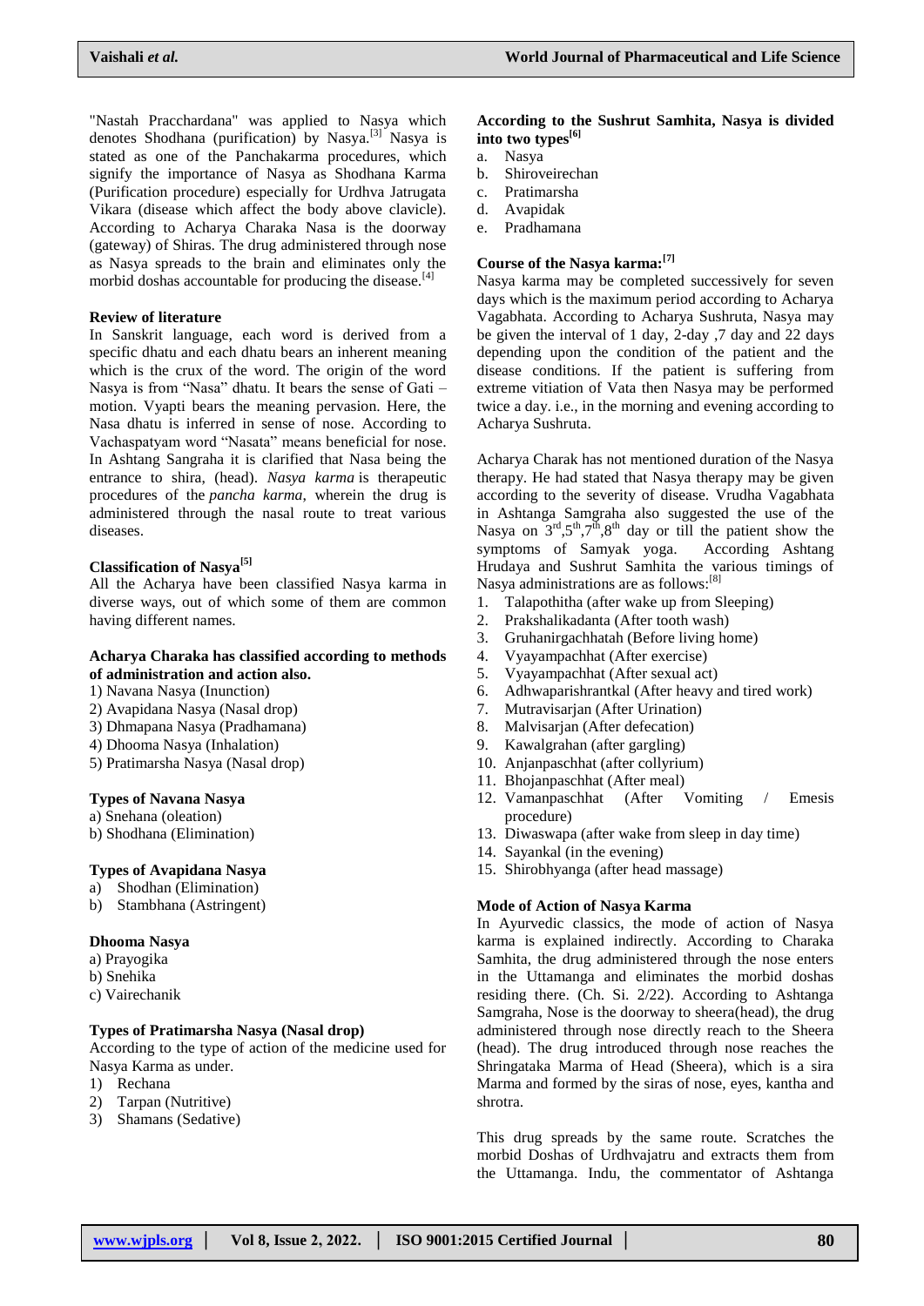"Nastah Pracchardana" was applied to Nasya which denotes Shodhana (purification) by Nasya.[3] Nasya is stated as one of the Panchakarma procedures, which signify the importance of Nasya as Shodhana Karma (Purification procedure) especially for Urdhva Jatrugata Vikara (disease which affect the body above clavicle). According to Acharya Charaka Nasa is the doorway (gateway) of Shiras. The drug administered through nose as Nasya spreads to the brain and eliminates only the morbid doshas accountable for producing the disease.[4]

**Review of literature**

In Sanskrit language, each word is derived from a specific dhatu and each dhatu bears an inherent meaning which is the crux of the word. The origin of the word Nasya is from "Nasa" dhatu. It bears the sense of Gati – motion. Vyapti bears the meaning pervasion. Here, the Nasa dhatu is inferred in sense of nose. According to Vachaspatyam word "Nasata" means beneficial for nose. In Ashtang Sangraha it is clarified that Nasa being the entrance to shira, (head). *Nasya karma* is therapeutic procedures of the *pancha karma*, wherein the drug is administered through the nasal route to treat various diseases.

**Classification of Nasya[5]**

All the Acharya have been classified Nasya karma in diverse ways, out of which some of them are common having different names.

**Acharya Charaka has classified according to methods of administration and action also.**

1) Navana Nasya (Inunction)
2) Avapidana Nasya (Nasal drop)
3) Dhmapana Nasya (Pradhamana)
4) Dhooma Nasya (Inhalation)
5) Pratimarsha Nasya (Nasal drop)

**Types of Navana Nasya**

a) Snehana (oleation)
b) Shodhana (Elimination)

**Types of Avapidana Nasya**

a) Shodhan (Elimination)
b) Stambhana (Astringent)

**Dhooma Nasya**

a) Prayogika
b) Snehika
c) Vairechanik

**Types of Pratimarsha Nasya (Nasal drop)**

According to the type of action of the medicine used for Nasya Karma as under.

1) Rechana
2) Tarpan (Nutritive)
3) Shamans (Sedative)

**According to the Sushrut Samhita, Nasya is divided into two types[6]**

a. Nasya
b. Shiroveirechan
c. Pratimarsha
d. Avapidak
e. Pradhamana

**Course of the Nasya karma:[7]**

Nasya karma may be completed successively for seven days which is the maximum period according to Acharya Vagabhata. According to Acharya Sushruta, Nasya may be given the interval of 1 day, 2-day ,7 day and 22 days depending upon the condition of the patient and the disease conditions. If the patient is suffering from extreme vitiation of Vata then Nasya may be performed twice a day. i.e., in the morning and evening according to Acharya Sushruta.

Acharya Charak has not mentioned duration of the Nasya therapy. He had stated that Nasya therapy may be given according to the severity of disease. Vrudha Vagabhata in Ashtanga Samgraha also suggested the use of the Nasya on 3rd,5th,7th,8th day or till the patient show the symptoms of Samyak yoga. According Ashtang Hrudaya and Sushrut Samhita the various timings of Nasya administrations are as follows:[8]

1. Talapothitha (after wake up from Sleeping)
2. Prakshalikadanta (After tooth wash)
3. Gruhanirgachhatah (Before living home)
4. Vyayampachhat (After exercise)
5. Vyayampachhat (After sexual act)
6. Adhwaparishrantkal (After heavy and tired work)
7. Mutravisarjan (After Urination)
8. Malvisarjan (After defecation)
9. Kawalgrahan (after gargling)
10. Anjanpaschhat (after collyrium)
11. Bhojanpaschhat (After meal)
12. Vamanpaschhat (After Vomiting / Emesis procedure)
13. Diwaswapa (after wake from sleep in day time)
14. Sayankal (in the evening)
15. Shirobhyanga (after head massage)

**Mode of Action of Nasya Karma**

In Ayurvedic classics, the mode of action of Nasya karma is explained indirectly. According to Charaka Samhita, the drug administered through the nose enters in the Uttamanga and eliminates the morbid doshas residing there. (Ch. Si. 2/22). According to Ashtanga Samgraha, Nose is the doorway to sheera(head), the drug administered through nose directly reach to the Sheera (head). The drug introduced through nose reaches the Shringataka Marma of Head (Sheera), which is a sira Marma and formed by the siras of nose, eyes, kantha and shrotra.

This drug spreads by the same route. Scratches the morbid Doshas of Urdhvajatru and extracts them from the Uttamanga. Indu, the commentator of Ashtanga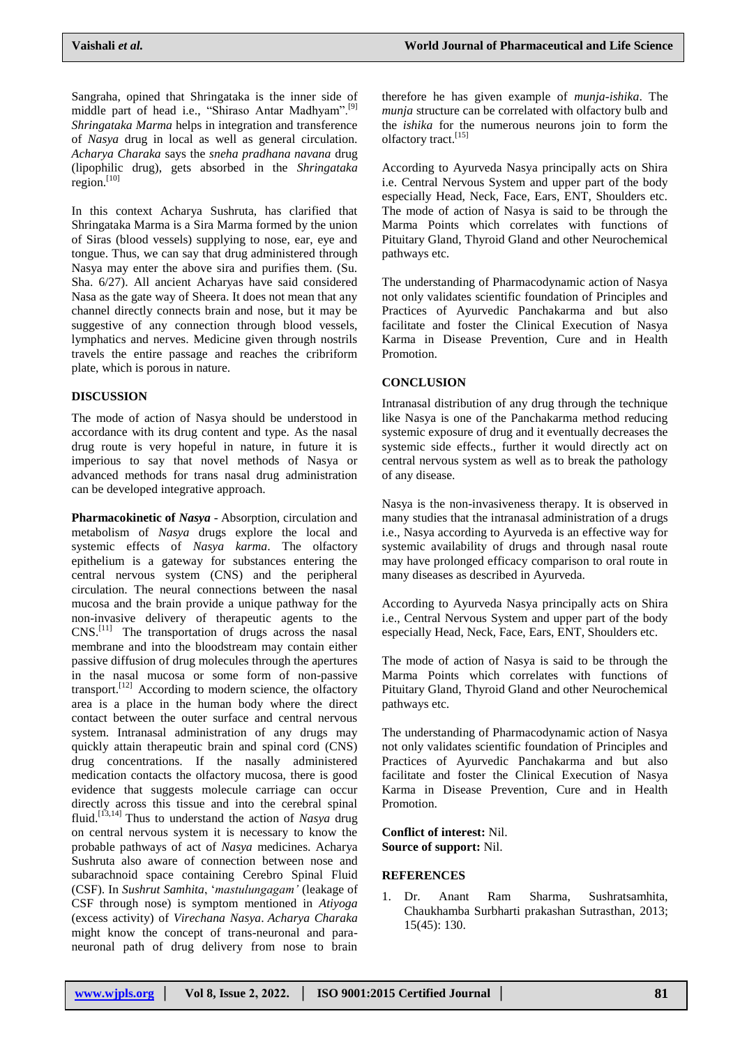Sangraha, opined that Shringataka is the inner side of middle part of head i.e., "Shiraso Antar Madhyam".[9] *Shringataka Marma* helps in integration and transference of *Nasya* drug in local as well as general circulation. *Acharya Charaka* says the *sneha pradhana navana* drug (lipophilic drug), gets absorbed in the *Shringataka* region.[10]

In this context Acharya Sushruta, has clarified that Shringataka Marma is a Sira Marma formed by the union of Siras (blood vessels) supplying to nose, ear, eye and tongue. Thus, we can say that drug administered through Nasya may enter the above sira and purifies them. (Su. Sha. 6/27). All ancient Acharyas have said considered Nasa as the gate way of Sheera. It does not mean that any channel directly connects brain and nose, but it may be suggestive of any connection through blood vessels, lymphatics and nerves. Medicine given through nostrils travels the entire passage and reaches the cribriform plate, which is porous in nature.

## DISCUSSION

The mode of action of Nasya should be understood in accordance with its drug content and type. As the nasal drug route is very hopeful in nature, in future it is imperious to say that novel methods of Nasya or advanced methods for trans nasal drug administration can be developed integrative approach.

**Pharmacokinetic of *Nasya*** - Absorption, circulation and metabolism of *Nasya* drugs explore the local and systemic effects of *Nasya karma*. The olfactory epithelium is a gateway for substances entering the central nervous system (CNS) and the peripheral circulation. The neural connections between the nasal mucosa and the brain provide a unique pathway for the non-invasive delivery of therapeutic agents to the CNS.[11] The transportation of drugs across the nasal membrane and into the bloodstream may contain either passive diffusion of drug molecules through the apertures in the nasal mucosa or some form of non-passive transport.[12] According to modern science, the olfactory area is a place in the human body where the direct contact between the outer surface and central nervous system. Intranasal administration of any drugs may quickly attain therapeutic brain and spinal cord (CNS) drug concentrations. If the nasally administered medication contacts the olfactory mucosa, there is good evidence that suggests molecule carriage can occur directly across this tissue and into the cerebral spinal fluid.[13,14] Thus to understand the action of *Nasya* drug on central nervous system it is necessary to know the probable pathways of act of *Nasya* medicines. Acharya Sushruta also aware of connection between nose and subarachnoid space containing Cerebro Spinal Fluid (CSF). In *Sushrut Samhita*, '*mastulungagam'* (leakage of CSF through nose) is symptom mentioned in *Atiyoga* (excess activity) of *Virechana Nasya*. *Acharya Charaka* might know the concept of trans-neuronal and para-neuronal path of drug delivery from nose to brain therefore he has given example of *munja-ishika*. The *munja* structure can be correlated with olfactory bulb and the *ishika* for the numerous neurons join to form the olfactory tract.[15]

According to Ayurveda Nasya principally acts on Shira i.e. Central Nervous System and upper part of the body especially Head, Neck, Face, Ears, ENT, Shoulders etc. The mode of action of Nasya is said to be through the Marma Points which correlates with functions of Pituitary Gland, Thyroid Gland and other Neurochemical pathways etc.

The understanding of Pharmacodynamic action of Nasya not only validates scientific foundation of Principles and Practices of Ayurvedic Panchakarma and but also facilitate and foster the Clinical Execution of Nasya Karma in Disease Prevention, Cure and in Health Promotion.

## CONCLUSION

Intranasal distribution of any drug through the technique like Nasya is one of the Panchakarma method reducing systemic exposure of drug and it eventually decreases the systemic side effects., further it would directly act on central nervous system as well as to break the pathology of any disease.

Nasya is the non-invasiveness therapy. It is observed in many studies that the intranasal administration of a drugs i.e., Nasya according to Ayurveda is an effective way for systemic availability of drugs and through nasal route may have prolonged efficacy comparison to oral route in many diseases as described in Ayurveda.

According to Ayurveda Nasya principally acts on Shira i.e., Central Nervous System and upper part of the body especially Head, Neck, Face, Ears, ENT, Shoulders etc.

The mode of action of Nasya is said to be through the Marma Points which correlates with functions of Pituitary Gland, Thyroid Gland and other Neurochemical pathways etc.

The understanding of Pharmacodynamic action of Nasya not only validates scientific foundation of Principles and Practices of Ayurvedic Panchakarma and but also facilitate and foster the Clinical Execution of Nasya Karma in Disease Prevention, Cure and in Health Promotion.

**Conflict of interest:** Nil.
**Source of support:** Nil.

## REFERENCES

1. Dr. Anant Ram Sharma, Sushratsamhita, Chaukhamba Surbharti prakashan Sutrasthan, 2013; 15(45): 130.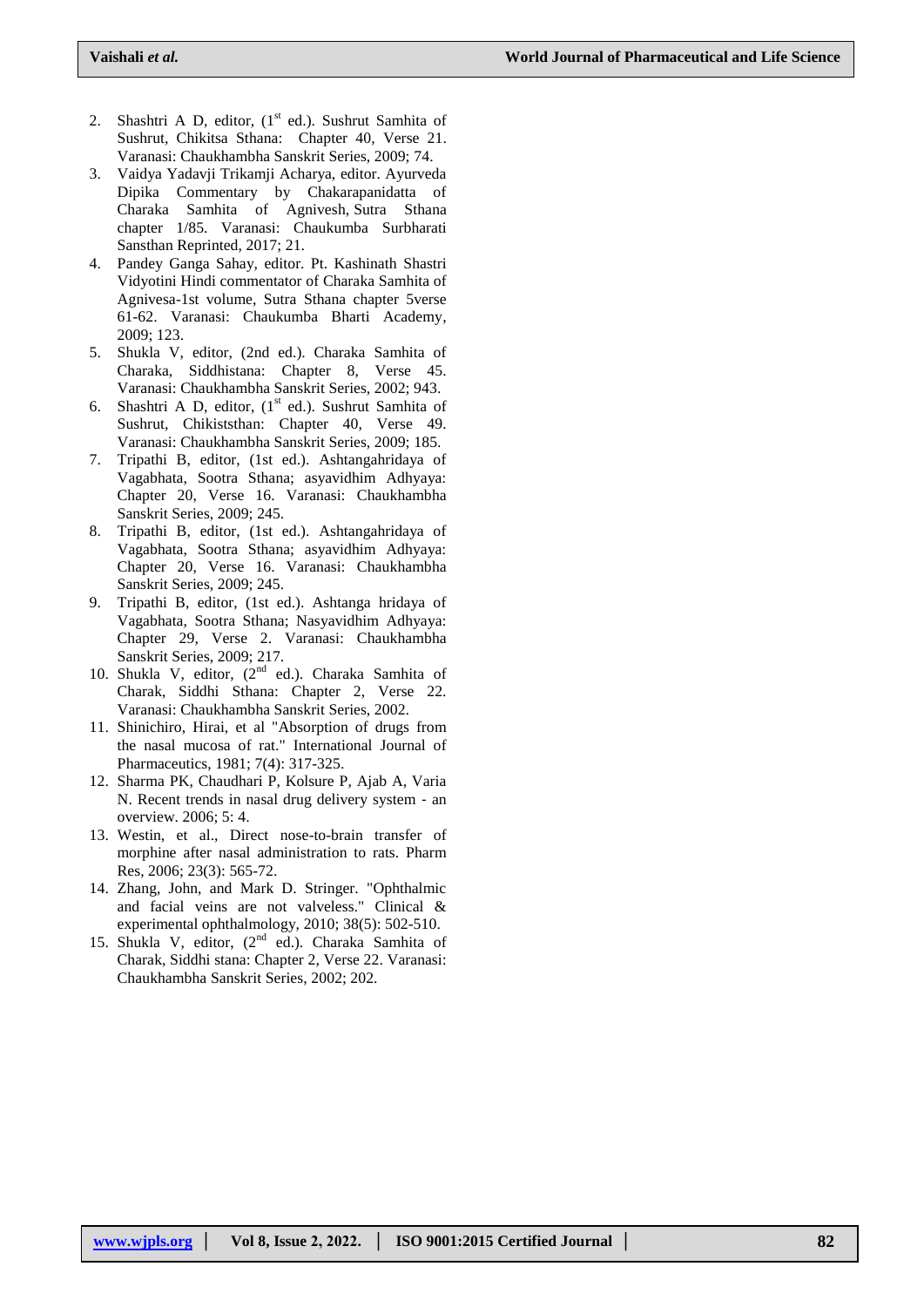2. Shashtri A D, editor, (1st ed.). Sushrut Samhita of Sushrut, Chikitsa Sthana: Chapter 40, Verse 21. Varanasi: Chaukhambha Sanskrit Series, 2009; 74.
3. Vaidya Yadavji Trikamji Acharya, editor. Ayurveda Dipika Commentary by Chakarapanidatta of Charaka Samhita of Agnivesh, Sutra Sthana chapter 1/85. Varanasi: Chaukumba Surbharati Sansthan Reprinted, 2017; 21.
4. Pandey Ganga Sahay, editor. Pt. Kashinath Shastri Vidyotini Hindi commentator of Charaka Samhita of Agnivesa-1st volume, Sutra Sthana chapter 5verse 61-62. Varanasi: Chaukumba Bharti Academy, 2009; 123.
5. Shukla V, editor, (2nd ed.). Charaka Samhita of Charaka, Siddhistana: Chapter 8, Verse 45. Varanasi: Chaukhambha Sanskrit Series, 2002; 943.
6. Shashtri A D, editor, (1st ed.). Sushrut Samhita of Sushrut, Chikiststhan: Chapter 40, Verse 49. Varanasi: Chaukhambha Sanskrit Series, 2009; 185.
7. Tripathi B, editor, (1st ed.). Ashtangahridaya of Vagabhata, Sootra Sthana; asyavidhim Adhyaya: Chapter 20, Verse 16. Varanasi: Chaukhambha Sanskrit Series, 2009; 245.
8. Tripathi B, editor, (1st ed.). Ashtangahridaya of Vagabhata, Sootra Sthana; asyavidhim Adhyaya: Chapter 20, Verse 16. Varanasi: Chaukhambha Sanskrit Series, 2009; 245.
9. Tripathi B, editor, (1st ed.). Ashtanga hridaya of Vagabhata, Sootra Sthana; Nasyavidhim Adhyaya: Chapter 29, Verse 2. Varanasi: Chaukhambha Sanskrit Series, 2009; 217.
10. Shukla V, editor, (2nd ed.). Charaka Samhita of Charak, Siddhi Sthana: Chapter 2, Verse 22. Varanasi: Chaukhambha Sanskrit Series, 2002.
11. Shinichiro, Hirai, et al "Absorption of drugs from the nasal mucosa of rat." International Journal of Pharmaceutics, 1981; 7(4): 317-325.
12. Sharma PK, Chaudhari P, Kolsure P, Ajab A, Varia N. Recent trends in nasal drug delivery system - an overview. 2006; 5: 4.
13. Westin, et al., Direct nose-to-brain transfer of morphine after nasal administration to rats. Pharm Res, 2006; 23(3): 565-72.
14. Zhang, John, and Mark D. Stringer. "Ophthalmic and facial veins are not valveless." Clinical & experimental ophthalmology, 2010; 38(5): 502-510.
15. Shukla V, editor, (2nd ed.). Charaka Samhita of Charak, Siddhi stana: Chapter 2, Verse 22. Varanasi: Chaukhambha Sanskrit Series, 2002; 202.